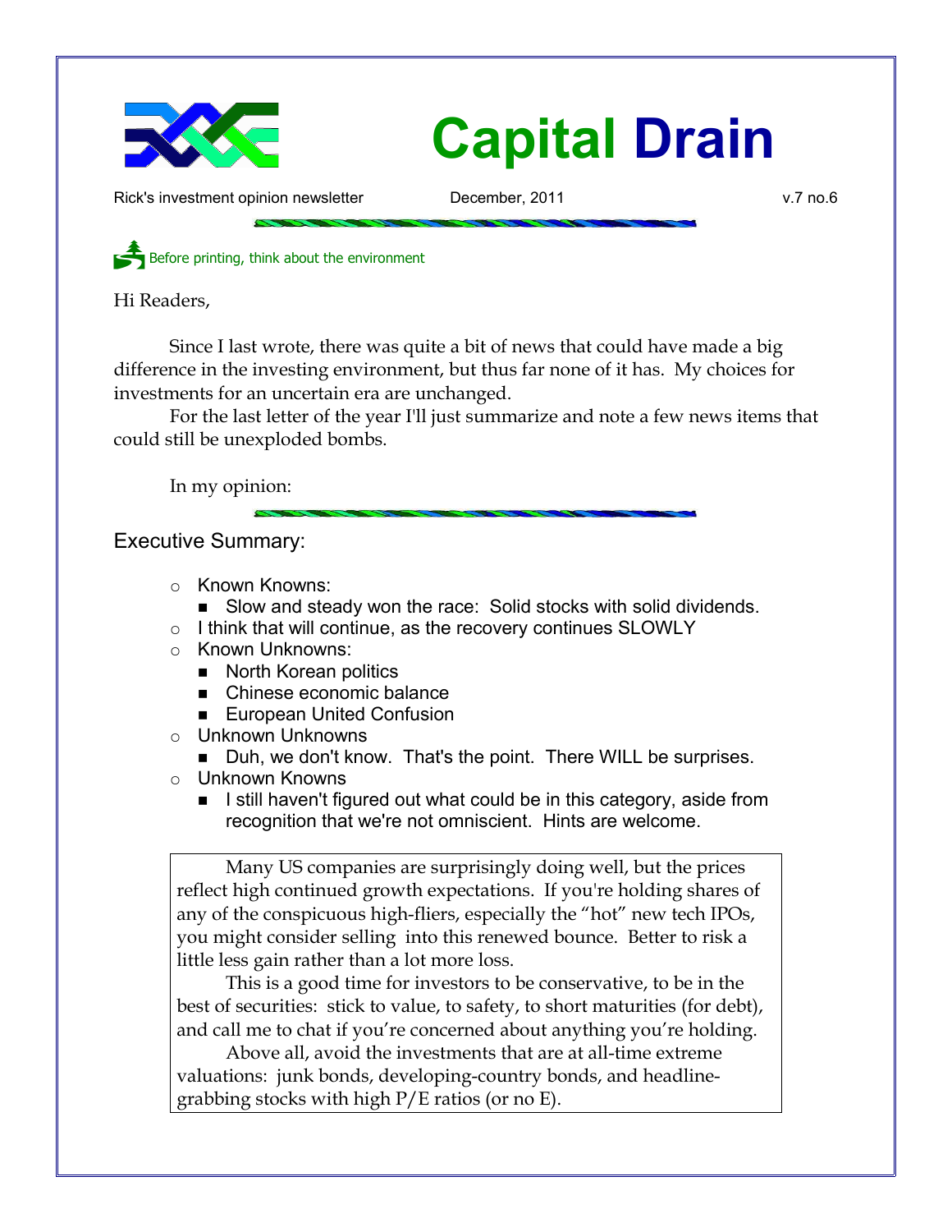# Capital Drain

Rick's investment opinion newsletter December, 2011 v.7 no.6

Before printing, think about the environment

Hi Readers,

Since I last wrote, there was quite a bit of news that could have made a big difference in the investing environment, but thus far none of it has. My choices for investments for an uncertain era are unchanged.

For the last letter of the year I'll just summarize and note a few news items that could still be unexploded bombs.

In my opinion:

## Executive Summary:

- Known Knowns:
  - Slow and steady won the race: Solid stocks with solid dividends.
- I think that will continue, as the recovery continues SLOWLY
- Known Unknowns:
  - North Korean politics
  - Chinese economic balance
  - European United Confusion
- Unknown Unknowns
  - Duh, we don't know. That's the point. There WILL be surprises.
- Unknown Knowns
  - I still haven't figured out what could be in this category, aside from recognition that we're not omniscient. Hints are welcome.

Many US companies are surprisingly doing well, but the prices reflect high continued growth expectations. If you're holding shares of any of the conspicuous high-fliers, especially the "hot" new tech IPOs, you might consider selling into this renewed bounce. Better to risk a little less gain rather than a lot more loss.

This is a good time for investors to be conservative, to be in the best of securities: stick to value, to safety, to short maturities (for debt), and call me to chat if you're concerned about anything you're holding.

Above all, avoid the investments that are at all-time extreme valuations: junk bonds, developing-country bonds, and headline-grabbing stocks with high P/E ratios (or no E).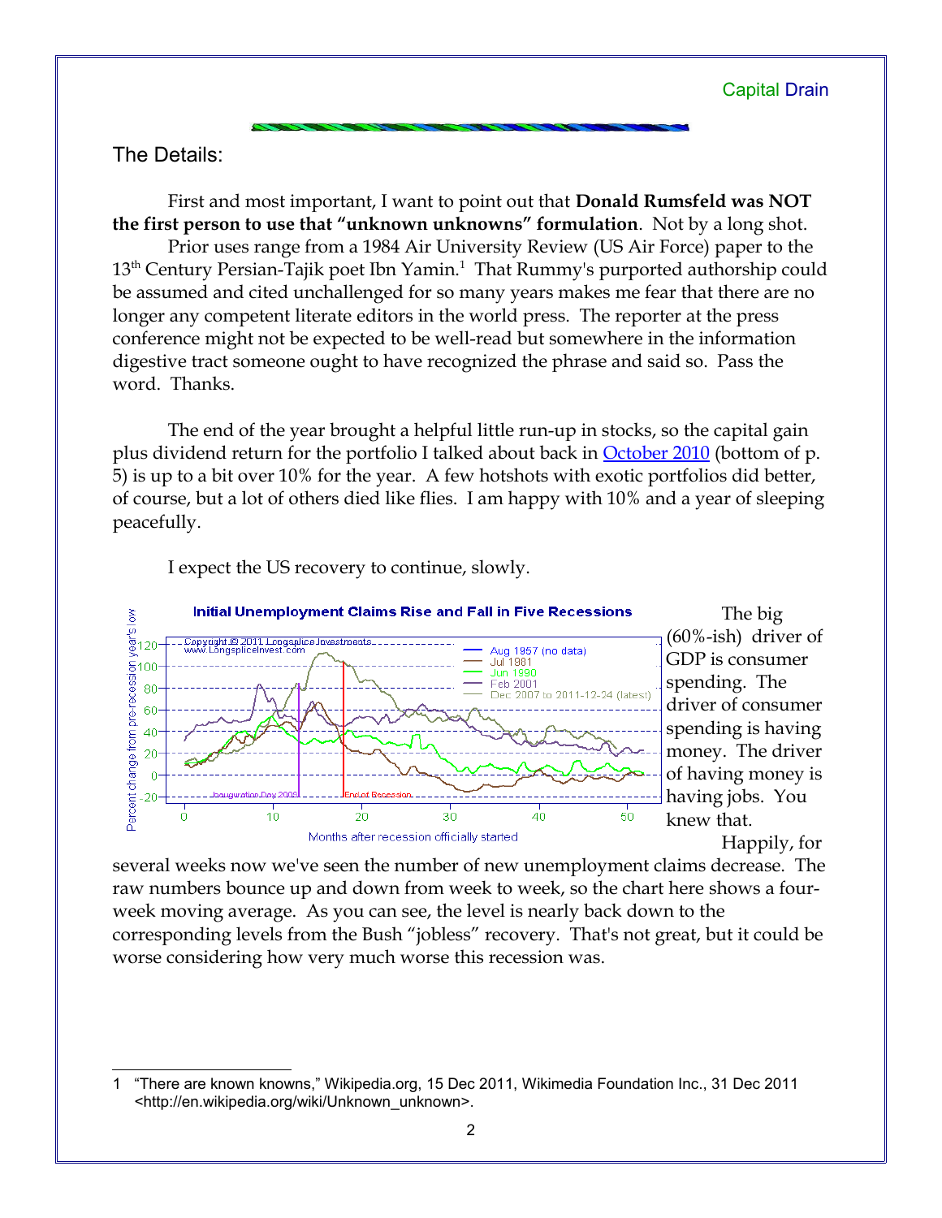## The Details:

First and most important, I want to point out that **Donald Rumsfeld was NOT the first person to use that "unknown unknowns" formulation**. Not by a long shot.

Prior uses range from a 1984 Air University Review (US Air Force) paper to the 13th Century Persian-Tajik poet Ibn Yamin.[1] That Rummy's purported authorship could be assumed and cited unchallenged for so many years makes me fear that there are no longer any competent literate editors in the world press. The reporter at the press conference might not be expected to be well-read but somewhere in the information digestive tract someone ought to have recognized the phrase and said so. Pass the word. Thanks.

The end of the year brought a helpful little run-up in stocks, so the capital gain plus dividend return for the portfolio I talked about back in October 2010 (bottom of p. 5) is up to a bit over 10% for the year. A few hotshots with exotic portfolios did better, of course, but a lot of others died like flies. I am happy with 10% and a year of sleeping peacefully.

I expect the US recovery to continue, slowly.

The big (60%-ish) driver of GDP is consumer spending. The driver of consumer spending is having money. The driver of having money is having jobs. You knew that.

Happily, for several weeks now we've seen the number of new unemployment claims decrease. The raw numbers bounce up and down from week to week, so the chart here shows a four-week moving average. As you can see, the level is nearly back down to the corresponding levels from the Bush "jobless" recovery. That's not great, but it could be worse considering how very much worse this recession was.

---

1 "There are known knowns," Wikipedia.org, 15 Dec 2011, Wikimedia Foundation Inc., 31 Dec 2011 <http://en.wikipedia.org/wiki/Unknown_unknown>.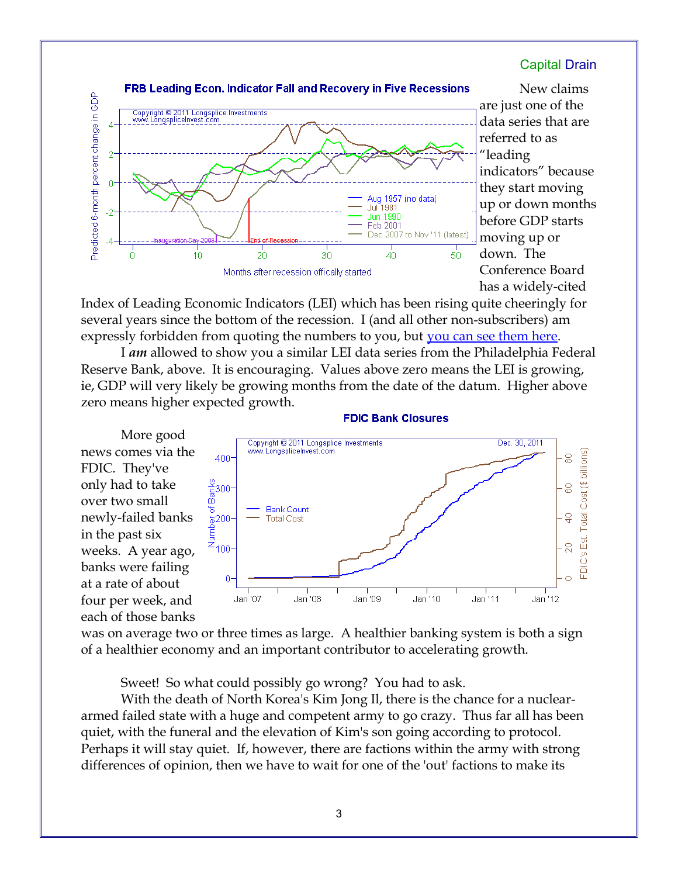New claims are just one of the data series that are referred to as "leading indicators" because they start moving up or down months before GDP starts moving up or down. The Conference Board has a widely-cited Index of Leading Economic Indicators (LEI) which has been rising quite cheeringly for several years since the bottom of the recession. I (and all other non-subscribers) am expressly forbidden from quoting the numbers to you, but [you can see them here]().

I ***am*** allowed to show you a similar LEI data series from the Philadelphia Federal Reserve Bank, above. It is encouraging. Values above zero means the LEI is growing, ie, GDP will very likely be growing months from the date of the datum. Higher above zero means higher expected growth.

More good news comes via the FDIC. They've only had to take over two small newly-failed banks in the past six weeks. A year ago, banks were failing at a rate of about four per week, and each of those banks was on average two or three times as large. A healthier banking system is both a sign of a healthier economy and an important contributor to accelerating growth.

Sweet! So what could possibly go wrong? You had to ask.

With the death of North Korea's Kim Jong Il, there is the chance for a nuclear-armed failed state with a huge and competent army to go crazy. Thus far all has been quiet, with the funeral and the elevation of Kim's son going according to protocol. Perhaps it will stay quiet. If, however, there are factions within the army with strong differences of opinion, then we have to wait for one of the 'out' factions to make its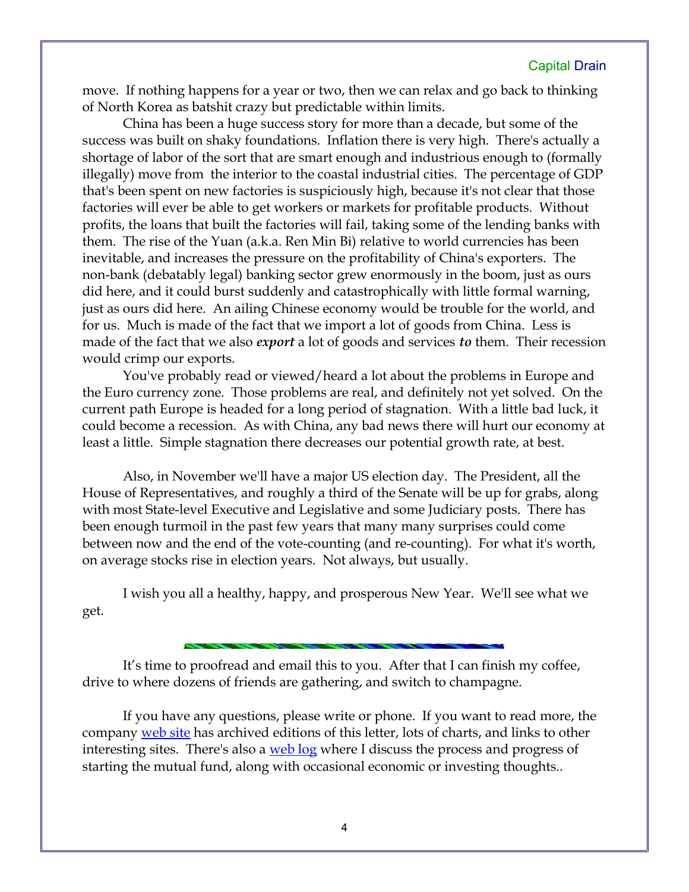move. If nothing happens for a year or two, then we can relax and go back to thinking of North Korea as batshit crazy but predictable within limits.

China has been a huge success story for more than a decade, but some of the success was built on shaky foundations. Inflation there is very high. There's actually a shortage of labor of the sort that are smart enough and industrious enough to (formally illegally) move from the interior to the coastal industrial cities. The percentage of GDP that's been spent on new factories is suspiciously high, because it's not clear that those factories will ever be able to get workers or markets for profitable products. Without profits, the loans that built the factories will fail, taking some of the lending banks with them. The rise of the Yuan (a.k.a. Ren Min Bi) relative to world currencies has been inevitable, and increases the pressure on the profitability of China's exporters. The non-bank (debatably legal) banking sector grew enormously in the boom, just as ours did here, and it could burst suddenly and catastrophically with little formal warning, just as ours did here. An ailing Chinese economy would be trouble for the world, and for us. Much is made of the fact that we import a lot of goods from China. Less is made of the fact that we also ***export*** a lot of goods and services ***to*** them. Their recession would crimp our exports.

You've probably read or viewed/heard a lot about the problems in Europe and the Euro currency zone. Those problems are real, and definitely not yet solved. On the current path Europe is headed for a long period of stagnation. With a little bad luck, it could become a recession. As with China, any bad news there will hurt our economy at least a little. Simple stagnation there decreases our potential growth rate, at best.

Also, in November we'll have a major US election day. The President, all the House of Representatives, and roughly a third of the Senate will be up for grabs, along with most State-level Executive and Legislative and some Judiciary posts. There has been enough turmoil in the past few years that many many surprises could come between now and the end of the vote-counting (and re-counting). For what it's worth, on average stocks rise in election years. Not always, but usually.

I wish you all a healthy, happy, and prosperous New Year. We'll see what we get.

---

It's time to proofread and email this to you. After that I can finish my coffee, drive to where dozens of friends are gathering, and switch to champagne.

If you have any questions, please write or phone. If you want to read more, the company [web site]() has archived editions of this letter, lots of charts, and links to other interesting sites. There's also a [web log]() where I discuss the process and progress of starting the mutual fund, along with occasional economic or investing thoughts..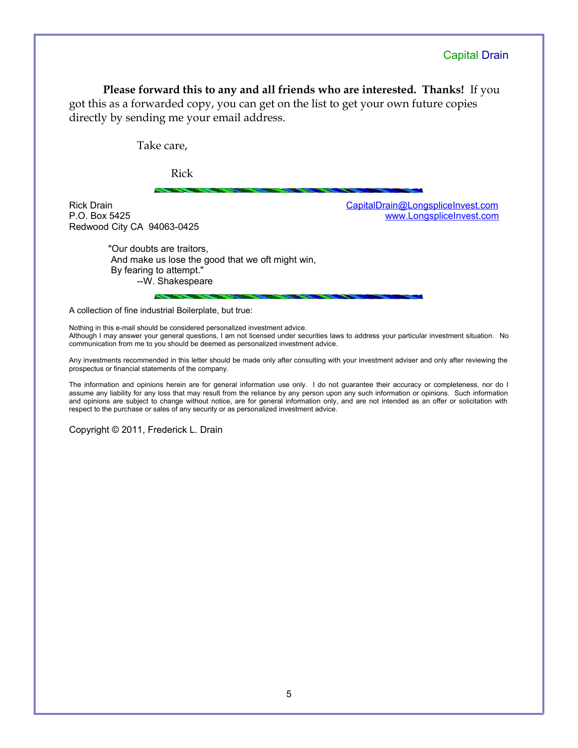**Please forward this to any and all friends who are interested. Thanks!** If you got this as a forwarded copy, you can get on the list to get your own future copies directly by sending me your email address.

Take care,

Rick

Rick Drain
P.O. Box 5425
Redwood City CA 94063-0425

CapitalDrain@LongspliceInvest.com
www.LongspliceInvest.com

"Our doubts are traitors,
And make us lose the good that we oft might win,
By fearing to attempt."
--W. Shakespeare

A collection of fine industrial Boilerplate, but true:

Nothing in this e-mail should be considered personalized investment advice.
Although I may answer your general questions, I am not licensed under securities laws to address your particular investment situation. No communication from me to you should be deemed as personalized investment advice.

Any investments recommended in this letter should be made only after consulting with your investment adviser and only after reviewing the prospectus or financial statements of the company.

The information and opinions herein are for general information use only. I do not guarantee their accuracy or completeness, nor do I assume any liability for any loss that may result from the reliance by any person upon any such information or opinions. Such information and opinions are subject to change without notice, are for general information only, and are not intended as an offer or solicitation with respect to the purchase or sales of any security or as personalized investment advice.

Copyright © 2011, Frederick L. Drain